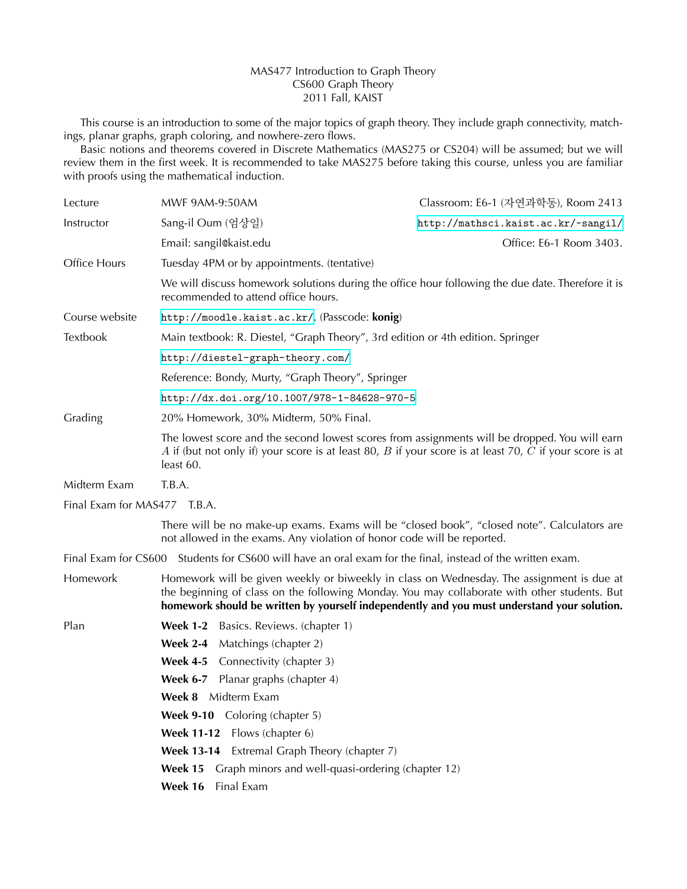# MAS477 Introduction to Graph Theory
## CS600 Graph Theory
### 2011 Fall, KAIST

This course is an introduction to some of the major topics of graph theory. They include graph connectivity, matchings, planar graphs, graph coloring, and nowhere-zero flows.

Basic notions and theorems covered in Discrete Mathematics (MAS275 or CS204) will be assumed; but we will review them in the first week. It is recommended to take MAS275 before taking this course, unless you are familiar with proofs using the mathematical induction.

| | | |
|---|---|---|
| Lecture | MWF 9AM-9:50AM | Classroom: E6-1 (자연과학동), Room 2413 |
| Instructor | Sang-il Oum (엄상일) | http://mathsci.kaist.ac.kr/~sangil/ |
| | Email: sangil@kaist.edu | Office: E6-1 Room 3403. |
| Office Hours | Tuesday 4PM or by appointments. (tentative) | |
| | We will discuss homework solutions during the office hour following the due date. Therefore it is recommended to attend office hours. | |
| Course website | http://moodle.kaist.ac.kr/. (Passcode: **konig**) | |
| Textbook | Main textbook: R. Diestel, "Graph Theory", 3rd edition or 4th edition. Springer | |
| | http://diestel-graph-theory.com/ | |
| | Reference: Bondy, Murty, "Graph Theory", Springer | |
| | http://dx.doi.org/10.1007/978-1-84628-970-5 | |
| Grading | 20% Homework, 30% Midterm, 50% Final. | |
| | The lowest score and the second lowest scores from assignments will be dropped. You will earn $A$ if (but not only if) your score is at least 80, $B$ if your score is at least 70, $C$ if your score is at least 60. | |
| Midterm Exam | T.B.A. | |
| Final Exam for MAS477 | T.B.A. | |
| | There will be no make-up exams. Exams will be "closed book", "closed note". Calculators are not allowed in the exams. Any violation of honor code will be reported. | |
| Final Exam for CS600 | Students for CS600 will have an oral exam for the final, instead of the written exam. | |
| Homework | Homework will be given weekly or biweekly in class on Wednesday. The assignment is due at the beginning of class on the following Monday. You may collaborate with other students. But **homework should be written by yourself independently and you must understand your solution.** | |

**Plan**

- **Week 1-2** Basics. Reviews. (chapter 1)
- **Week 2-4** Matchings (chapter 2)
- **Week 4-5** Connectivity (chapter 3)
- **Week 6-7** Planar graphs (chapter 4)
- **Week 8** Midterm Exam
- **Week 9-10** Coloring (chapter 5)
- **Week 11-12** Flows (chapter 6)
- **Week 13-14** Extremal Graph Theory (chapter 7)
- **Week 15** Graph minors and well-quasi-ordering (chapter 12)
- **Week 16** Final Exam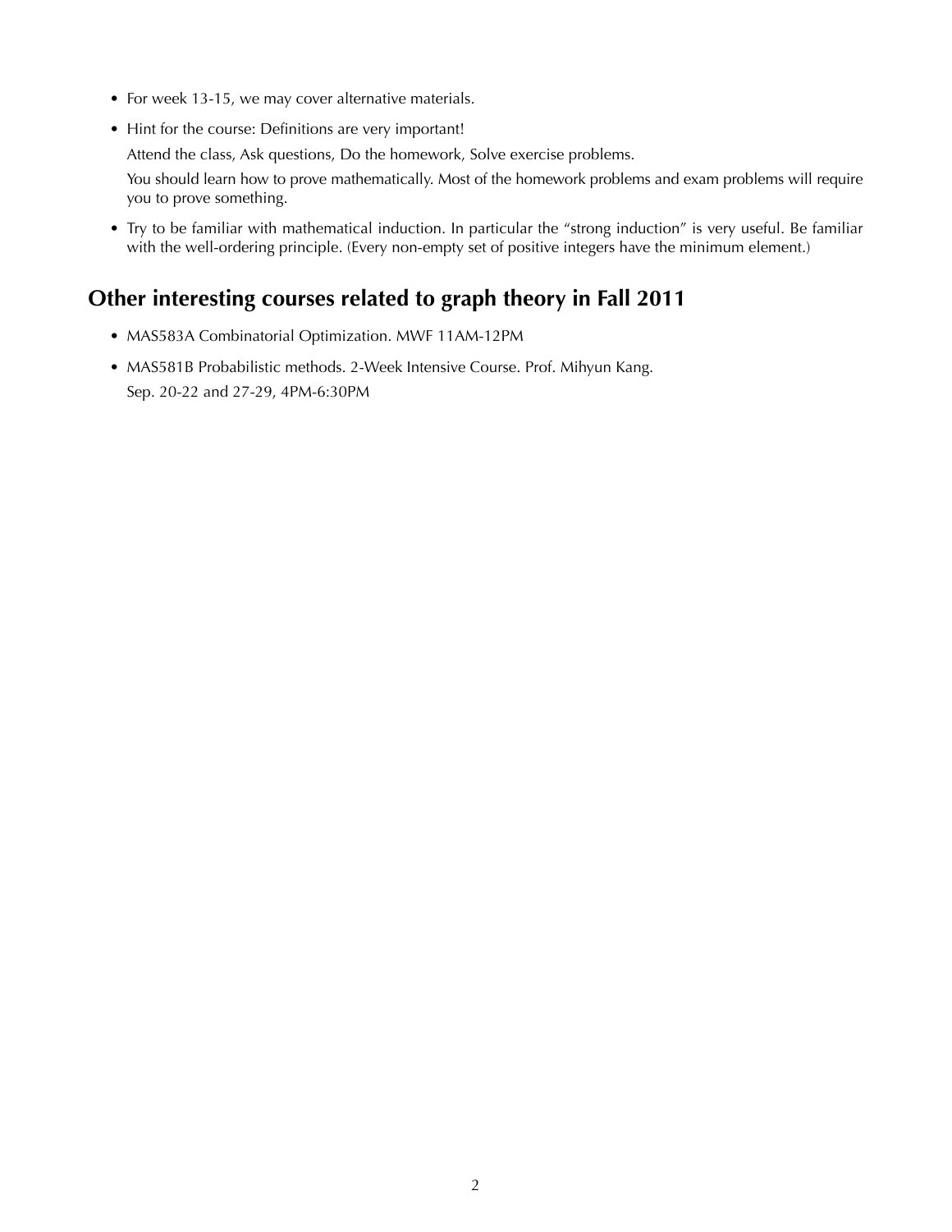- For week 13-15, we may cover alternative materials.
- Hint for the course: Definitions are very important!

  Attend the class, Ask questions, Do the homework, Solve exercise problems.

  You should learn how to prove mathematically. Most of the homework problems and exam problems will require you to prove something.
- Try to be familiar with mathematical induction. In particular the "strong induction" is very useful. Be familiar with the well-ordering principle. (Every non-empty set of positive integers have the minimum element.)

## Other interesting courses related to graph theory in Fall 2011

- MAS583A Combinatorial Optimization. MWF 11AM-12PM
- MAS581B Probabilistic methods. 2-Week Intensive Course. Prof. Mihyun Kang.

  Sep. 20-22 and 27-29, 4PM-6:30PM